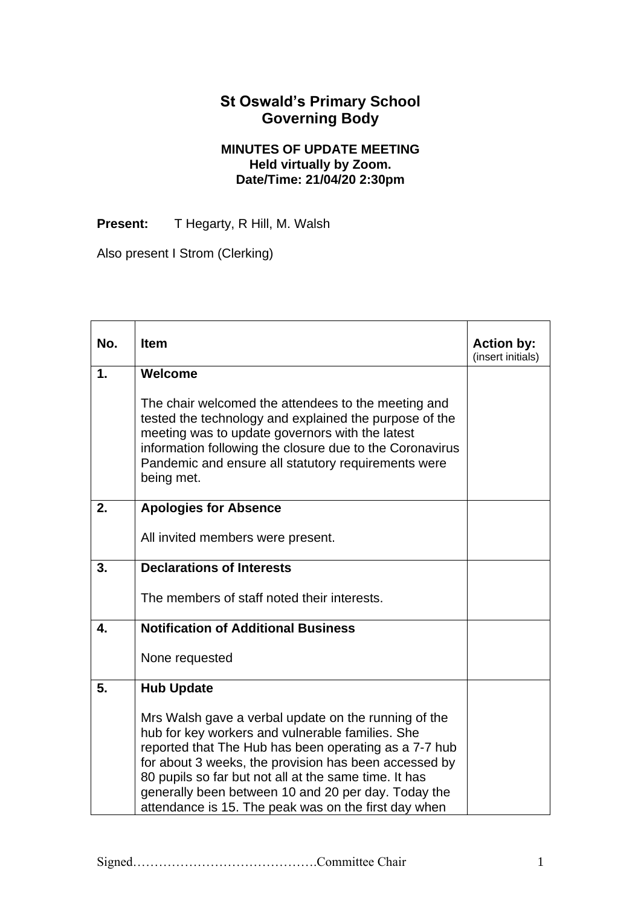# St Oswald's Primary School
# Governing Body

**MINUTES OF UPDATE MEETING**
**Held virtually by Zoom.**
**Date/Time: 21/04/20 2:30pm**

**Present:** T Hegarty, R Hill, M. Walsh

Also present I Strom (Clerking)

| No. | Item | Action by: (insert initials) |
|---|---|---|
| 1. | **Welcome**<br><br>The chair welcomed the attendees to the meeting and tested the technology and explained the purpose of the meeting was to update governors with the latest information following the closure due to the Coronavirus Pandemic and ensure all statutory requirements were being met. | |
| 2. | **Apologies for Absence**<br><br>All invited members were present. | |
| 3. | **Declarations of Interests**<br><br>The members of staff noted their interests. | |
| 4. | **Notification of Additional Business**<br><br>None requested | |
| 5. | **Hub Update**<br><br>Mrs Walsh gave a verbal update on the running of the hub for key workers and vulnerable families. She reported that The Hub has been operating as a 7-7 hub for about 3 weeks, the provision has been accessed by 80 pupils so far but not all at the same time. It has generally been between 10 and 20 per day. Today the attendance is 15. The peak was on the first day when | |

Signed…………………………………….Committee Chair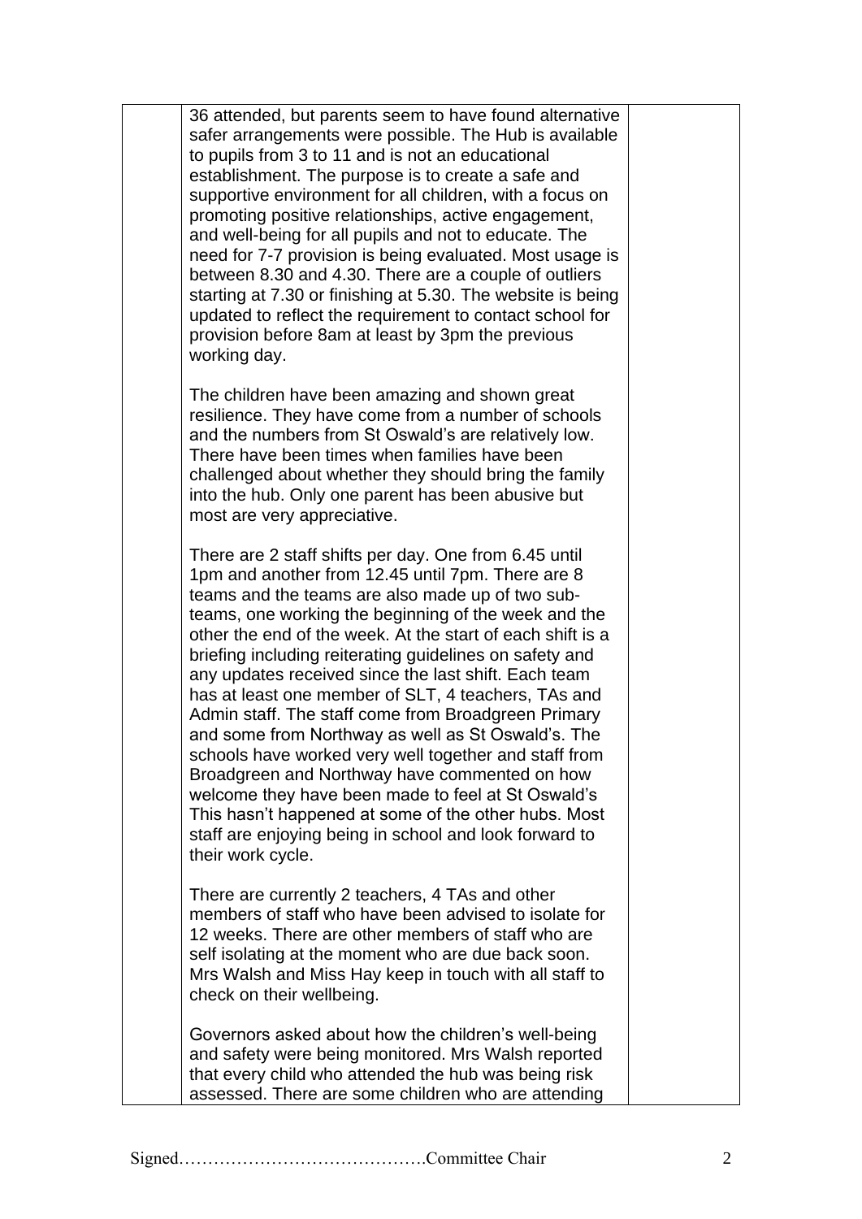36 attended, but parents seem to have found alternative safer arrangements were possible. The Hub is available to pupils from 3 to 11 and is not an educational establishment. The purpose is to create a safe and supportive environment for all children, with a focus on promoting positive relationships, active engagement, and well-being for all pupils and not to educate. The need for 7-7 provision is being evaluated. Most usage is between 8.30 and 4.30. There are a couple of outliers starting at 7.30 or finishing at 5.30. The website is being updated to reflect the requirement to contact school for provision before 8am at least by 3pm the previous working day.

The children have been amazing and shown great resilience. They have come from a number of schools and the numbers from St Oswald's are relatively low. There have been times when families have been challenged about whether they should bring the family into the hub. Only one parent has been abusive but most are very appreciative.

There are 2 staff shifts per day. One from 6.45 until 1pm and another from 12.45 until 7pm. There are 8 teams and the teams are also made up of two sub-teams, one working the beginning of the week and the other the end of the week. At the start of each shift is a briefing including reiterating guidelines on safety and any updates received since the last shift. Each team has at least one member of SLT, 4 teachers, TAs and Admin staff. The staff come from Broadgreen Primary and some from Northway as well as St Oswald's. The schools have worked very well together and staff from Broadgreen and Northway have commented on how welcome they have been made to feel at St Oswald's This hasn't happened at some of the other hubs. Most staff are enjoying being in school and look forward to their work cycle.

There are currently 2 teachers, 4 TAs and other members of staff who have been advised to isolate for 12 weeks. There are other members of staff who are self isolating at the moment who are due back soon. Mrs Walsh and Miss Hay keep in touch with all staff to check on their wellbeing.

Governors asked about how the children's well-being and safety were being monitored. Mrs Walsh reported that every child who attended the hub was being risk assessed. There are some children who are attending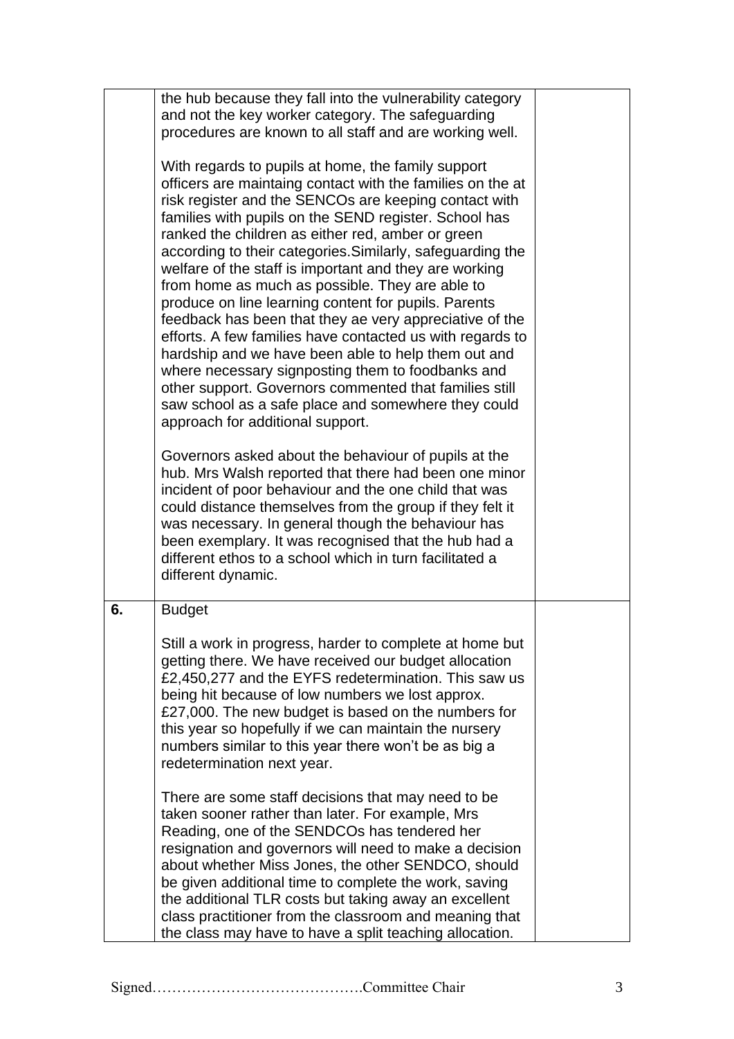| | | |
|---|---|---|
| | the hub because they fall into the vulnerability category and not the key worker category. The safeguarding procedures are known to all staff and are working well.<br><br>With regards to pupils at home, the family support officers are maintaing contact with the families on the at risk register and the SENCOs are keeping contact with families with pupils on the SEND register. School has ranked the children as either red, amber or green according to their categories.Similarly, safeguarding the welfare of the staff is important and they are working from home as much as possible. They are able to produce on line learning content for pupils. Parents feedback has been that they ae very appreciative of the efforts. A few families have contacted us with regards to hardship and we have been able to help them out and where necessary signposting them to foodbanks and other support. Governors commented that families still saw school as a safe place and somewhere they could approach for additional support.<br><br>Governors asked about the behaviour of pupils at the hub. Mrs Walsh reported that there had been one minor incident of poor behaviour and the one child that was could distance themselves from the group if they felt it was necessary. In general though the behaviour has been exemplary. It was recognised that the hub had a different ethos to a school which in turn facilitated a different dynamic. | |
| **6.** | Budget<br><br>Still a work in progress, harder to complete at home but getting there. We have received our budget allocation £2,450,277 and the EYFS redetermination. This saw us being hit because of low numbers we lost approx. £27,000. The new budget is based on the numbers for this year so hopefully if we can maintain the nursery numbers similar to this year there won't be as big a redetermination next year.<br><br>There are some staff decisions that may need to be taken sooner rather than later. For example, Mrs Reading, one of the SENDCOs has tendered her resignation and governors will need to make a decision about whether Miss Jones, the other SENDCO, should be given additional time to complete the work, saving the additional TLR costs but taking away an excellent class practitioner from the classroom and meaning that the class may have to have a split teaching allocation. | |

Signed…………………………………….Committee Chair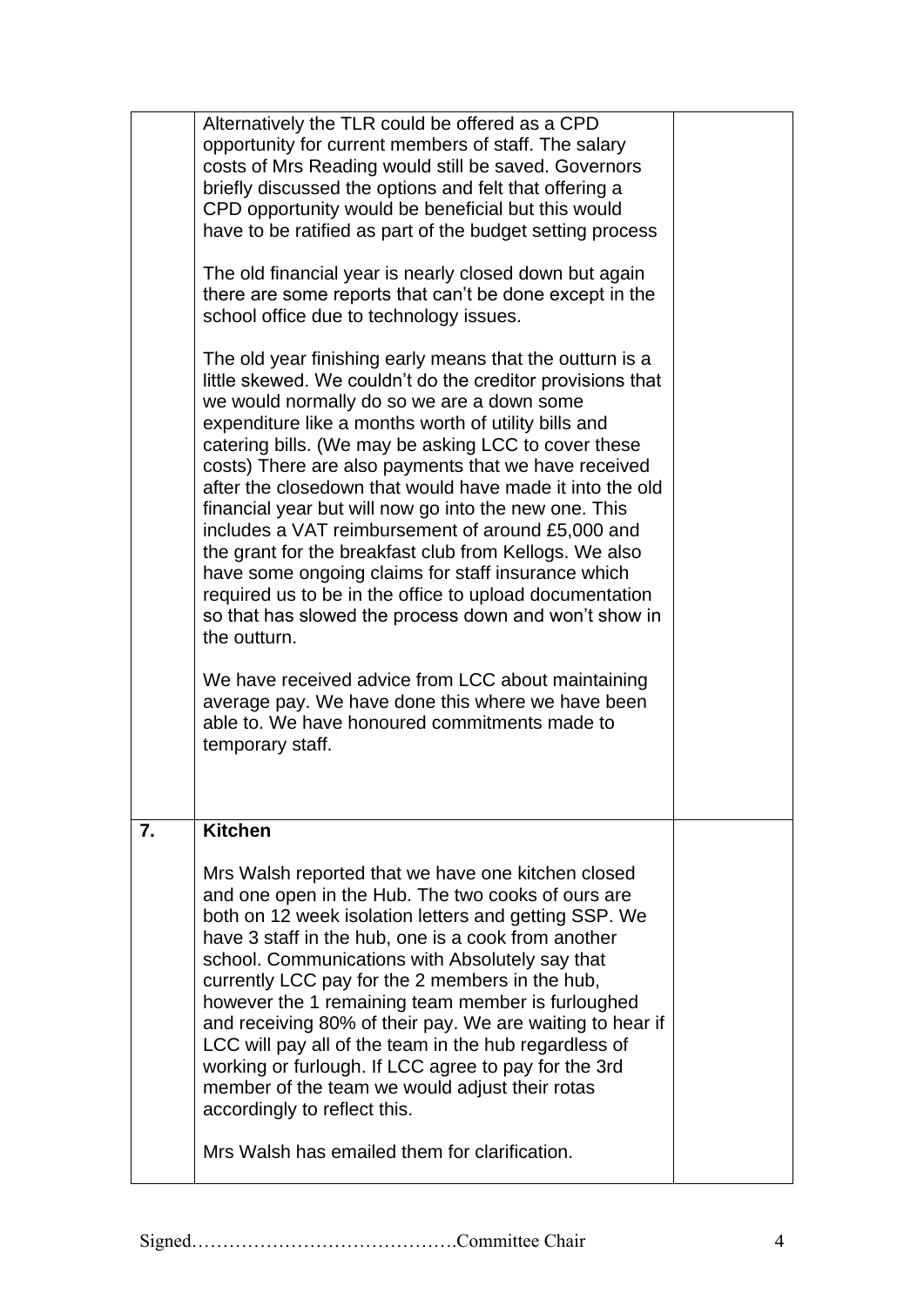| | | |
|---|---|---|
| | Alternatively the TLR could be offered as a CPD opportunity for current members of staff. The salary costs of Mrs Reading would still be saved. Governors briefly discussed the options and felt that offering a CPD opportunity would be beneficial but this would have to be ratified as part of the budget setting process<br><br>The old financial year is nearly closed down but again there are some reports that can't be done except in the school office due to technology issues.<br><br>The old year finishing early means that the outturn is a little skewed. We couldn't do the creditor provisions that we would normally do so we are a down some expenditure like a months worth of utility bills and catering bills. (We may be asking LCC to cover these costs) There are also payments that we have received after the closedown that would have made it into the old financial year but will now go into the new one. This includes a VAT reimbursement of around £5,000 and the grant for the breakfast club from Kellogs. We also have some ongoing claims for staff insurance which required us to be in the office to upload documentation so that has slowed the process down and won't show in the outturn.<br><br>We have received advice from LCC about maintaining average pay. We have done this where we have been able to. We have honoured commitments made to temporary staff. | |
| **7.** | **Kitchen**<br><br>Mrs Walsh reported that we have one kitchen closed and one open in the Hub. The two cooks of ours are both on 12 week isolation letters and getting SSP. We have 3 staff in the hub, one is a cook from another school. Communications with Absolutely say that currently LCC pay for the 2 members in the hub, however the 1 remaining team member is furloughed and receiving 80% of their pay. We are waiting to hear if LCC will pay all of the team in the hub regardless of working or furlough. If LCC agree to pay for the 3rd member of the team we would adjust their rotas accordingly to reflect this.<br><br>Mrs Walsh has emailed them for clarification. | |

Signed…………………………………….Committee Chair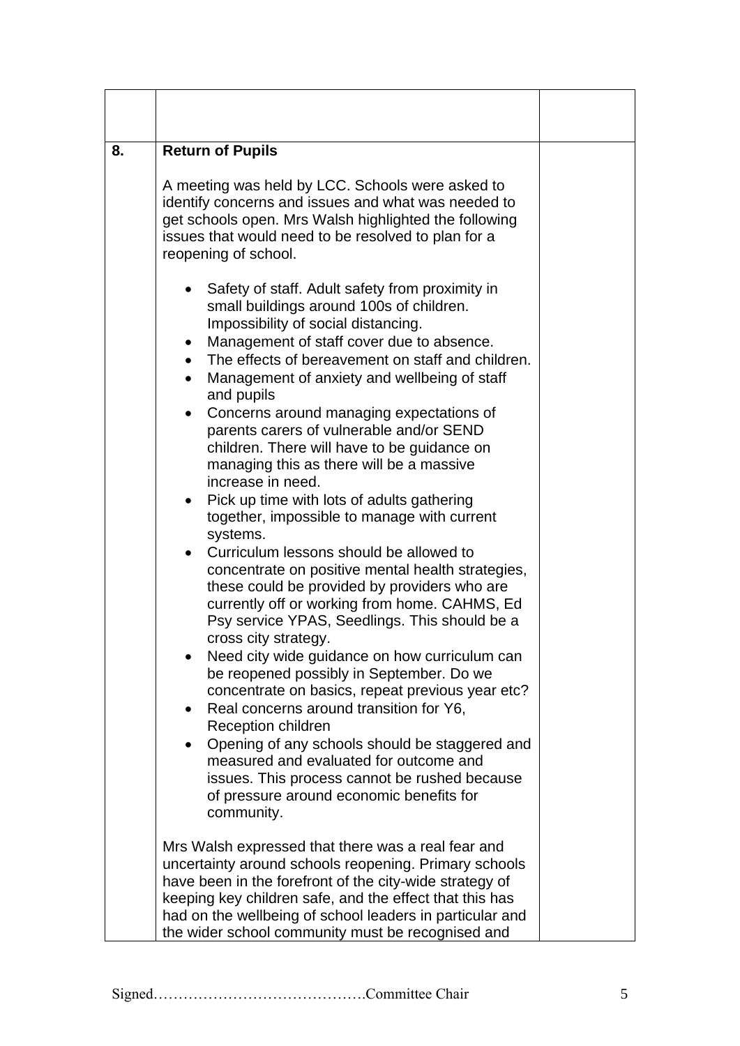| | | |
|---|---|---|
| | | |
| 8. | **Return of Pupils**<br><br>A meeting was held by LCC. Schools were asked to identify concerns and issues and what was needed to get schools open. Mrs Walsh highlighted the following issues that would need to be resolved to plan for a reopening of school.<br><br>• Safety of staff. Adult safety from proximity in small buildings around 100s of children. Impossibility of social distancing.<br>• Management of staff cover due to absence.<br>• The effects of bereavement on staff and children.<br>• Management of anxiety and wellbeing of staff and pupils<br>• Concerns around managing expectations of parents carers of vulnerable and/or SEND children. There will have to be guidance on managing this as there will be a massive increase in need.<br>• Pick up time with lots of adults gathering together, impossible to manage with current systems.<br>• Curriculum lessons should be allowed to concentrate on positive mental health strategies, these could be provided by providers who are currently off or working from home. CAHMS, Ed Psy service YPAS, Seedlings. This should be a cross city strategy.<br>• Need city wide guidance on how curriculum can be reopened possibly in September. Do we concentrate on basics, repeat previous year etc?<br>• Real concerns around transition for Y6, Reception children<br>• Opening of any schools should be staggered and measured and evaluated for outcome and issues. This process cannot be rushed because of pressure around economic benefits for community.<br><br>Mrs Walsh expressed that there was a real fear and uncertainty around schools reopening. Primary schools have been in the forefront of the city-wide strategy of keeping key children safe, and the effect that this has had on the wellbeing of school leaders in particular and the wider school community must be recognised and | |

Signed…………………………………….Committee Chair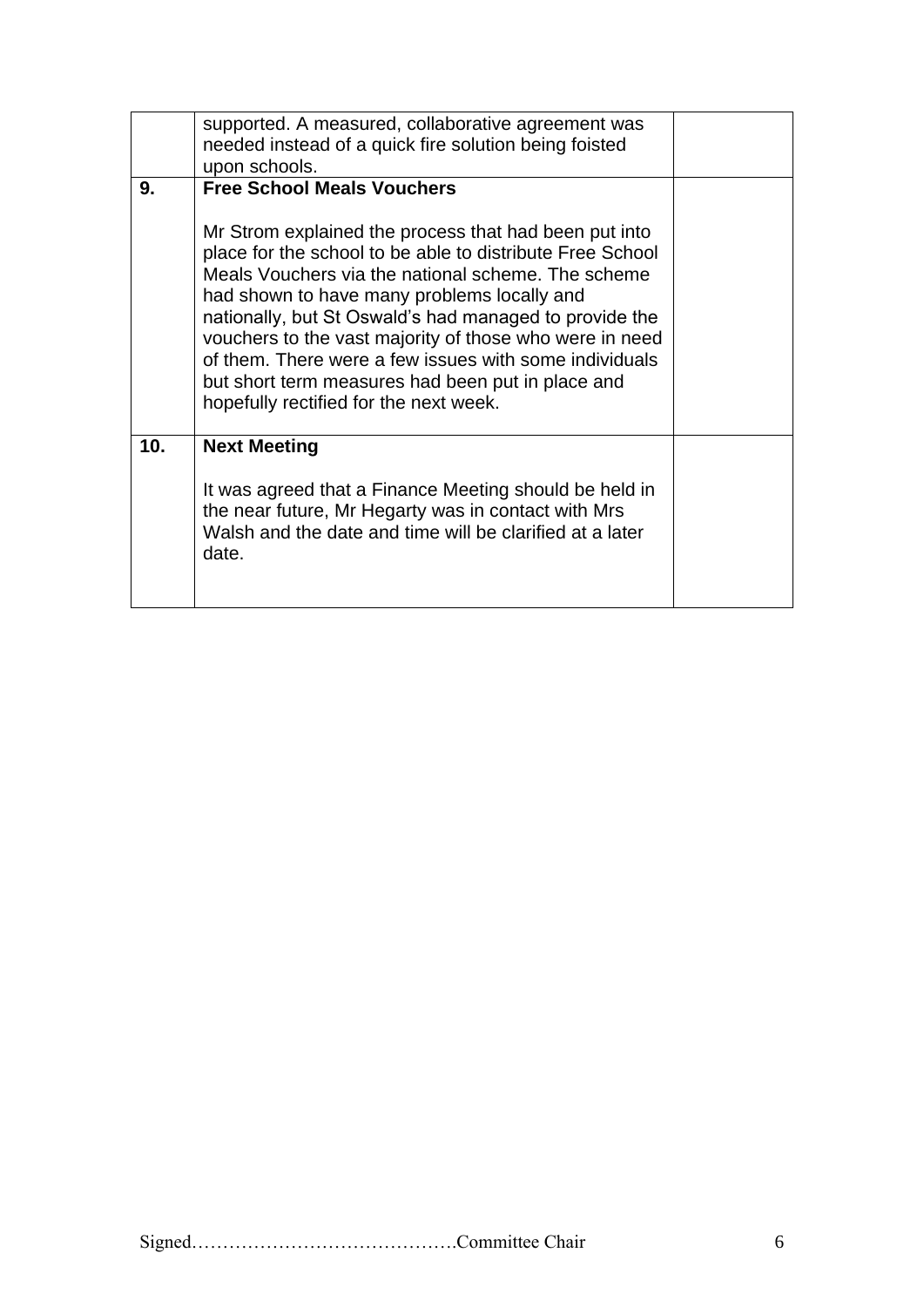| | | |
|---|---|---|
| | supported. A measured, collaborative agreement was needed instead of a quick fire solution being foisted upon schools. | |
| **9.** | **Free School Meals Vouchers**<br><br>Mr Strom explained the process that had been put into place for the school to be able to distribute Free School Meals Vouchers via the national scheme. The scheme had shown to have many problems locally and nationally, but St Oswald's had managed to provide the vouchers to the vast majority of those who were in need of them. There were a few issues with some individuals but short term measures had been put in place and hopefully rectified for the next week. | |
| **10.** | **Next Meeting**<br><br>It was agreed that a Finance Meeting should be held in the near future, Mr Hegarty was in contact with Mrs Walsh and the date and time will be clarified at a later date. | |

Signed…………………………………….Committee Chair